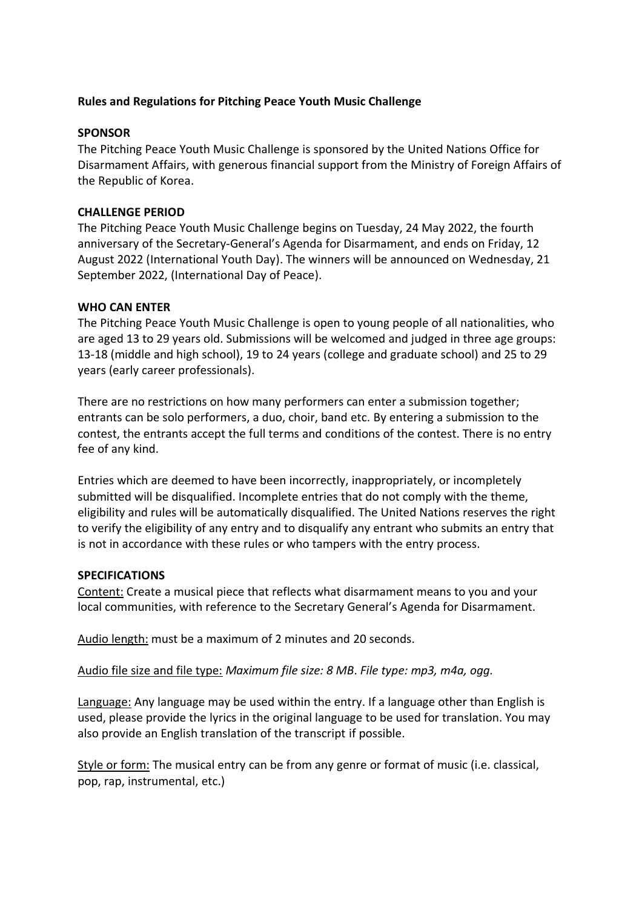**Rules and Regulations for Pitching Peace Youth Music Challenge**

**SPONSOR**

The Pitching Peace Youth Music Challenge is sponsored by the United Nations Office for Disarmament Affairs, with generous financial support from the Ministry of Foreign Affairs of the Republic of Korea.

**CHALLENGE PERIOD**

The Pitching Peace Youth Music Challenge begins on Tuesday, 24 May 2022, the fourth anniversary of the Secretary-General's Agenda for Disarmament, and ends on Friday, 12 August 2022 (International Youth Day). The winners will be announced on Wednesday, 21 September 2022, (International Day of Peace).

**WHO CAN ENTER**

The Pitching Peace Youth Music Challenge is open to young people of all nationalities, who are aged 13 to 29 years old. Submissions will be welcomed and judged in three age groups: 13-18 (middle and high school), 19 to 24 years (college and graduate school) and 25 to 29 years (early career professionals).

There are no restrictions on how many performers can enter a submission together; entrants can be solo performers, a duo, choir, band etc. By entering a submission to the contest, the entrants accept the full terms and conditions of the contest. There is no entry fee of any kind.

Entries which are deemed to have been incorrectly, inappropriately, or incompletely submitted will be disqualified. Incomplete entries that do not comply with the theme, eligibility and rules will be automatically disqualified. The United Nations reserves the right to verify the eligibility of any entry and to disqualify any entrant who submits an entry that is not in accordance with these rules or who tampers with the entry process.

**SPECIFICATIONS**

Content: Create a musical piece that reflects what disarmament means to you and your local communities, with reference to the Secretary General's Agenda for Disarmament.

Audio length: must be a maximum of 2 minutes and 20 seconds.

Audio file size and file type: *Maximum file size: 8 MB*. *File type: mp3, m4a, ogg.*

Language: Any language may be used within the entry. If a language other than English is used, please provide the lyrics in the original language to be used for translation. You may also provide an English translation of the transcript if possible.

Style or form: The musical entry can be from any genre or format of music (i.e. classical, pop, rap, instrumental, etc.)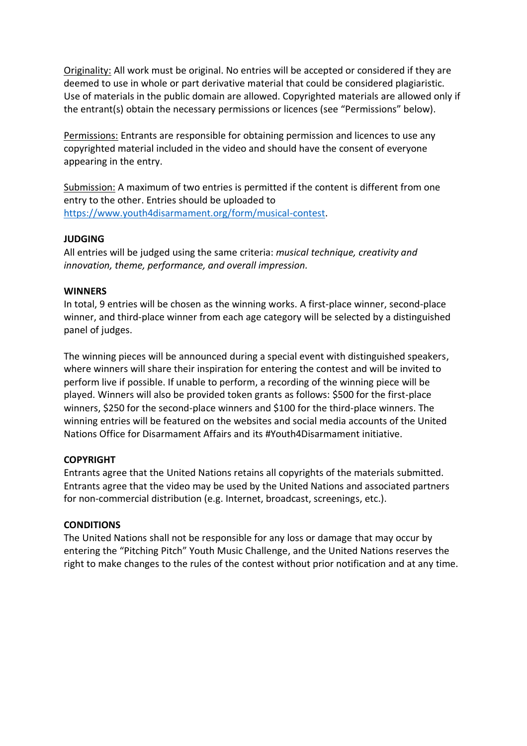<u>Originality:</u> All work must be original. No entries will be accepted or considered if they are deemed to use in whole or part derivative material that could be considered plagiaristic. Use of materials in the public domain are allowed. Copyrighted materials are allowed only if the entrant(s) obtain the necessary permissions or licences (see "Permissions" below).

<u>Permissions:</u> Entrants are responsible for obtaining permission and licences to use any copyrighted material included in the video and should have the consent of everyone appearing in the entry.

<u>Submission:</u> A maximum of two entries is permitted if the content is different from one entry to the other. Entries should be uploaded to [https://www.youth4disarmament.org/form/musical-contest](https://www.youth4disarmament.org/form/musical-contest).

**JUDGING**

All entries will be judged using the same criteria: *musical technique, creativity and innovation, theme, performance, and overall impression.*

**WINNERS**

In total, 9 entries will be chosen as the winning works. A first-place winner, second-place winner, and third-place winner from each age category will be selected by a distinguished panel of judges.

The winning pieces will be announced during a special event with distinguished speakers, where winners will share their inspiration for entering the contest and will be invited to perform live if possible. If unable to perform, a recording of the winning piece will be played. Winners will also be provided token grants as follows: $500 for the first-place winners, $250 for the second-place winners and $100 for the third-place winners. The winning entries will be featured on the websites and social media accounts of the United Nations Office for Disarmament Affairs and its #Youth4Disarmament initiative.

**COPYRIGHT**

Entrants agree that the United Nations retains all copyrights of the materials submitted. Entrants agree that the video may be used by the United Nations and associated partners for non-commercial distribution (e.g. Internet, broadcast, screenings, etc.).

**CONDITIONS**

The United Nations shall not be responsible for any loss or damage that may occur by entering the "Pitching Pitch" Youth Music Challenge, and the United Nations reserves the right to make changes to the rules of the contest without prior notification and at any time.